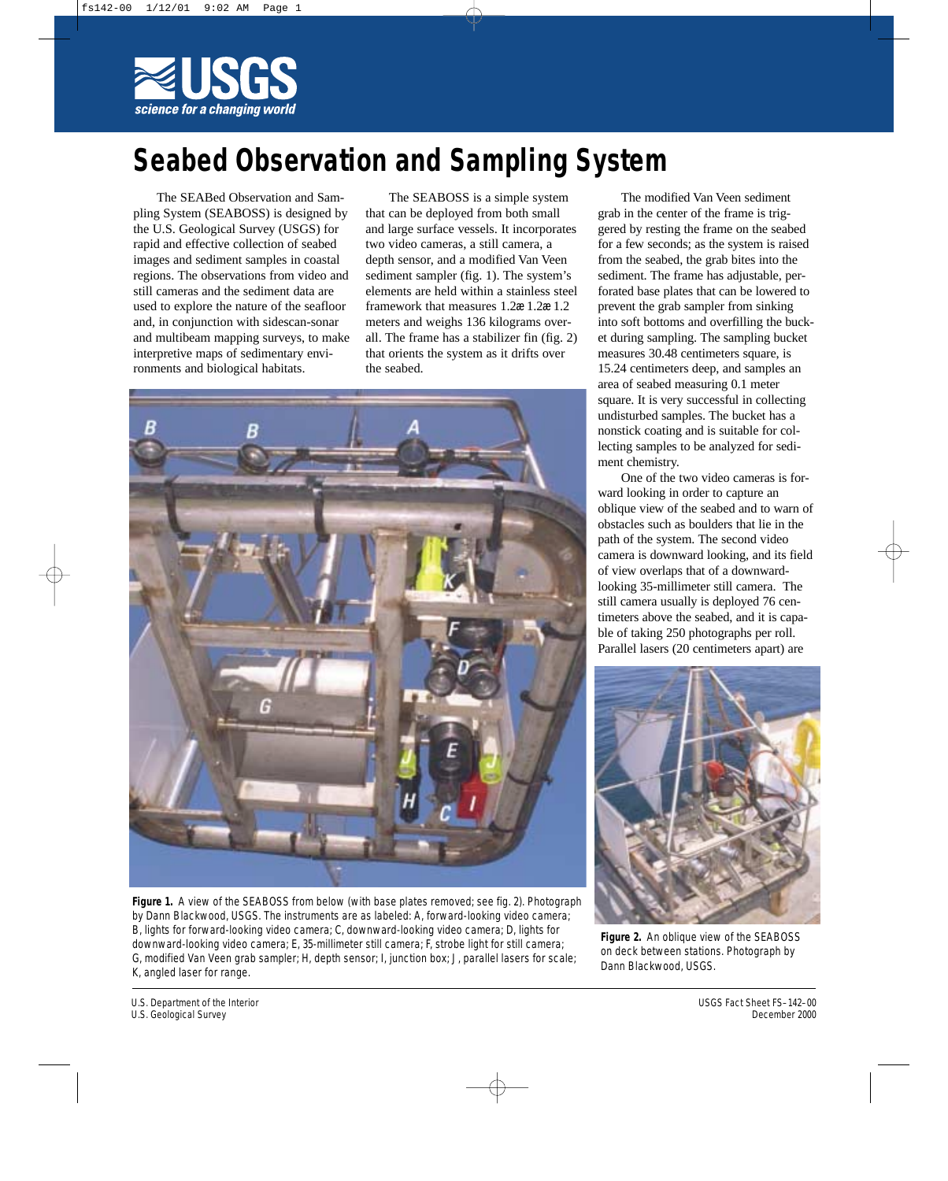# Seabed Observation and Sampling System

The SEABed Observation and Sampling System (SEABOSS) is designed by the U.S. Geological Survey (USGS) for rapid and effective collection of seabed images and sediment samples in coastal regions. The observations from video and still cameras and the sediment data are used to explore the nature of the seafloor and, in conjunction with sidescan-sonar and multibeam mapping surveys, to make interpretive maps of sedimentary environments and biological habitats.

The SEABOSS is a simple system that can be deployed from both small and large surface vessels. It incorporates two video cameras, a still camera, a depth sensor, and a modified Van Veen sediment sampler (fig. 1). The system's elements are held within a stainless steel framework that measures 1.2æ 1.2æ 1.2 meters and weighs 136 kilograms overall. The frame has a stabilizer fin (fig. 2) that orients the system as it drifts over the seabed.

The modified Van Veen sediment grab in the center of the frame is triggered by resting the frame on the seabed for a few seconds; as the system is raised from the seabed, the grab bites into the sediment. The frame has adjustable, perforated base plates that can be lowered to prevent the grab sampler from sinking into soft bottoms and overfilling the bucket during sampling. The sampling bucket measures 30.48 centimeters square, is 15.24 centimeters deep, and samples an area of seabed measuring 0.1 meter square. It is very successful in collecting undisturbed samples. The bucket has a nonstick coating and is suitable for collecting samples to be analyzed for sediment chemistry.

One of the two video cameras is forward looking in order to capture an oblique view of the seabed and to warn of obstacles such as boulders that lie in the path of the system. The second video camera is downward looking, and its field of view overlaps that of a downward-looking 35-millimeter still camera. The still camera usually is deployed 76 centimeters above the seabed, and it is capable of taking 250 photographs per roll. Parallel lasers (20 centimeters apart) are

**Figure 1.** A view of the SEABOSS from below (with base plates removed; see fig. 2). Photograph by Dann Blackwood, USGS. The instruments are as labeled: A, forward-looking video camera; B, lights for forward-looking video camera; C, downward-looking video camera; D, lights for downward-looking video camera; E, 35-millimeter still camera; F, strobe light for still camera; G, modified Van Veen grab sampler; H, depth sensor; I, junction box; J, parallel lasers for scale; K, angled laser for range.

**Figure 2.** An oblique view of the SEABOSS on deck between stations. Photograph by Dann Blackwood, USGS.

U.S. Department of the Interior
U.S. Geological Survey

USGS Fact Sheet FS–142–00
December 2000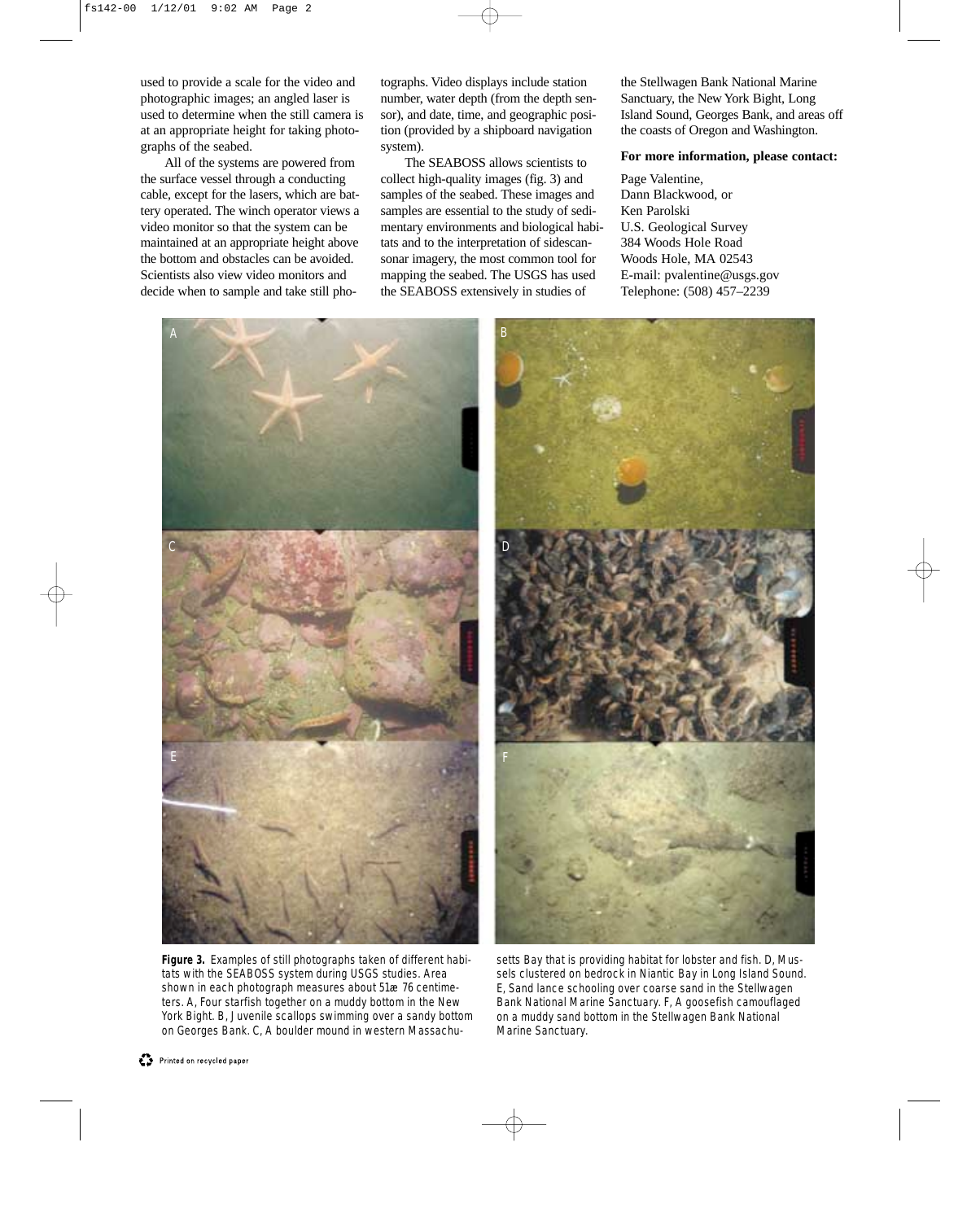used to provide a scale for the video and photographic images; an angled laser is used to determine when the still camera is at an appropriate height for taking photographs of the seabed.

All of the systems are powered from the surface vessel through a conducting cable, except for the lasers, which are battery operated. The winch operator views a video monitor so that the system can be maintained at an appropriate height above the bottom and obstacles can be avoided. Scientists also view video monitors and decide when to sample and take still photographs. Video displays include station number, water depth (from the depth sensor), and date, time, and geographic position (provided by a shipboard navigation system).

The SEABOSS allows scientists to collect high-quality images (fig. 3) and samples of the seabed. These images and samples are essential to the study of sedimentary environments and biological habitats and to the interpretation of sidescan-sonar imagery, the most common tool for mapping the seabed. The USGS has used the SEABOSS extensively in studies of the Stellwagen Bank National Marine Sanctuary, the New York Bight, Long Island Sound, Georges Bank, and areas off the coasts of Oregon and Washington.

**For more information, please contact:**

Page Valentine,
Dann Blackwood, or
Ken Parolski
U.S. Geological Survey
384 Woods Hole Road
Woods Hole, MA 02543
E-mail: pvalentine@usgs.gov
Telephone: (508) 457–2239

**Figure 3.** Examples of still photographs taken of different habitats with the SEABOSS system during USGS studies. Area shown in each photograph measures about 51æ 76 centimeters. A, Four starfish together on a muddy bottom in the New York Bight. B, Juvenile scallops swimming over a sandy bottom on Georges Bank. C, A boulder mound in western Massachusetts Bay that is providing habitat for lobster and fish. D, Mussels clustered on bedrock in Niantic Bay in Long Island Sound. E, Sand lance schooling over coarse sand in the Stellwagen Bank National Marine Sanctuary. F, A goosefish camouflaged on a muddy sand bottom in the Stellwagen Bank National Marine Sanctuary.

Printed on recycled paper